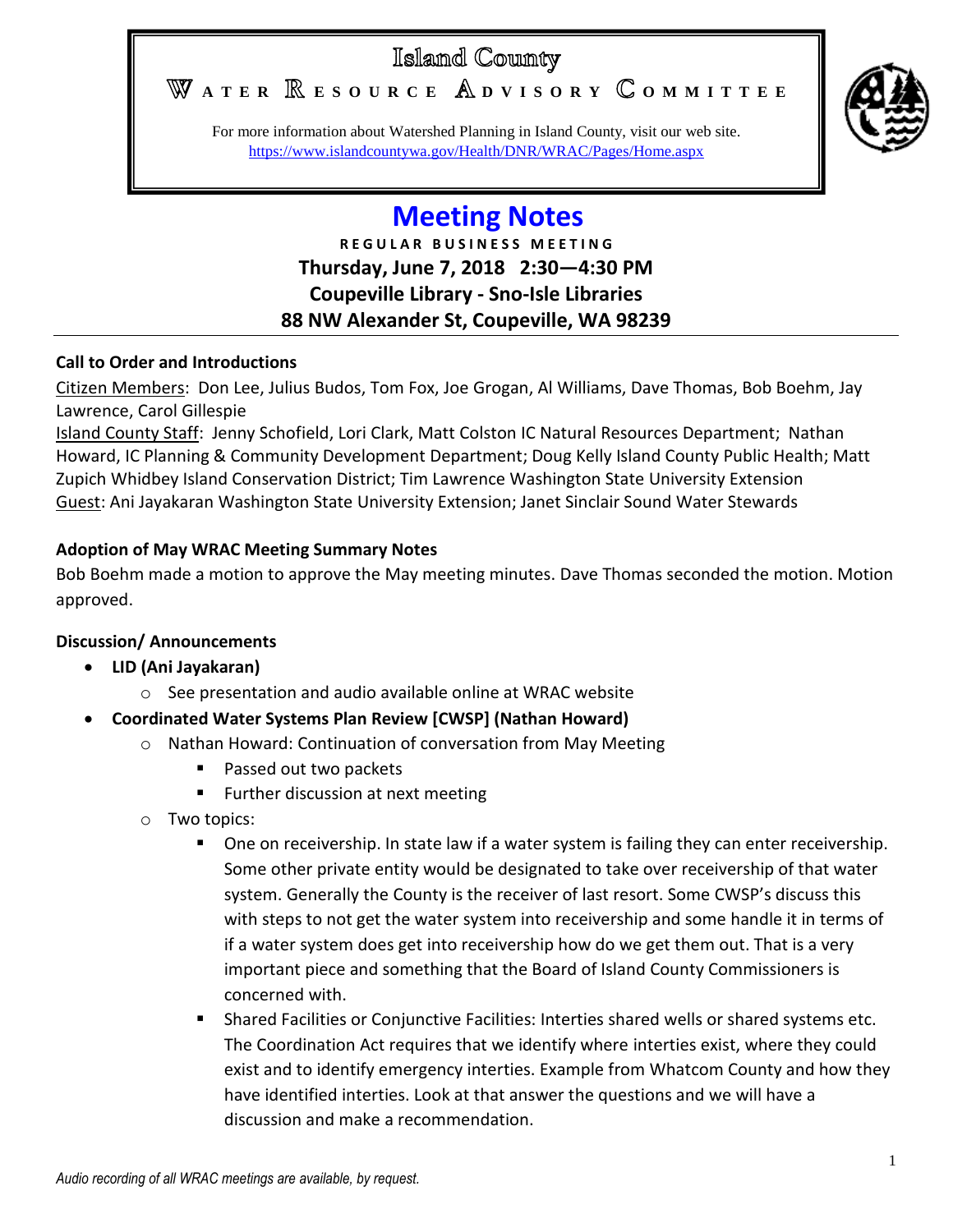# Island County

## Water Resource Advisory Committee

For more information about Watershed Planning in Island County, visit our web site.
https://www.islandcountywa.gov/Health/DNR/WRAC/Pages/Home.aspx

# Meeting Notes

**REGULAR BUSINESS MEETING**

**Thursday, June 7, 2018 2:30—4:30 PM**

**Coupeville Library - Sno-Isle Libraries**

**88 NW Alexander St, Coupeville, WA 98239**

---

**Call to Order and Introductions**

Citizen Members: Don Lee, Julius Budos, Tom Fox, Joe Grogan, Al Williams, Dave Thomas, Bob Boehm, Jay Lawrence, Carol Gillespie

Island County Staff: Jenny Schofield, Lori Clark, Matt Colston IC Natural Resources Department; Nathan Howard, IC Planning & Community Development Department; Doug Kelly Island County Public Health; Matt Zupich Whidbey Island Conservation District; Tim Lawrence Washington State University Extension

Guest: Ani Jayakaran Washington State University Extension; Janet Sinclair Sound Water Stewards

**Adoption of May WRAC Meeting Summary Notes**

Bob Boehm made a motion to approve the May meeting minutes. Dave Thomas seconded the motion. Motion approved.

**Discussion/ Announcements**

- **LID (Ani Jayakaran)**
  - See presentation and audio available online at WRAC website
- **Coordinated Water Systems Plan Review [CWSP] (Nathan Howard)**
  - Nathan Howard: Continuation of conversation from May Meeting
    - Passed out two packets
    - Further discussion at next meeting
  - Two topics:
    - One on receivership. In state law if a water system is failing they can enter receivership. Some other private entity would be designated to take over receivership of that water system. Generally the County is the receiver of last resort. Some CWSP's discuss this with steps to not get the water system into receivership and some handle it in terms of if a water system does get into receivership how do we get them out. That is a very important piece and something that the Board of Island County Commissioners is concerned with.
    - Shared Facilities or Conjunctive Facilities: Interties shared wells or shared systems etc. The Coordination Act requires that we identify where interties exist, where they could exist and to identify emergency interties. Example from Whatcom County and how they have identified interties. Look at that answer the questions and we will have a discussion and make a recommendation.

*Audio recording of all WRAC meetings are available, by request.*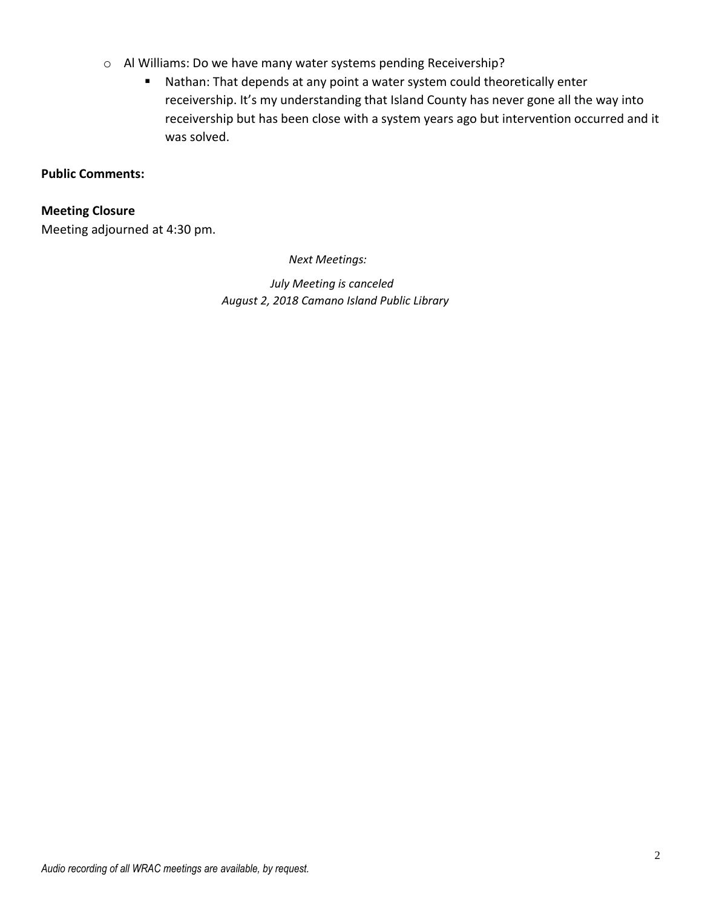- Al Williams: Do we have many water systems pending Receivership?
  - Nathan: That depends at any point a water system could theoretically enter receivership. It's my understanding that Island County has never gone all the way into receivership but has been close with a system years ago but intervention occurred and it was solved.

**Public Comments:**

**Meeting Closure**

Meeting adjourned at 4:30 pm.

*Next Meetings:*

*July Meeting is canceled*
*August 2, 2018 Camano Island Public Library*

*Audio recording of all WRAC meetings are available, by request.*